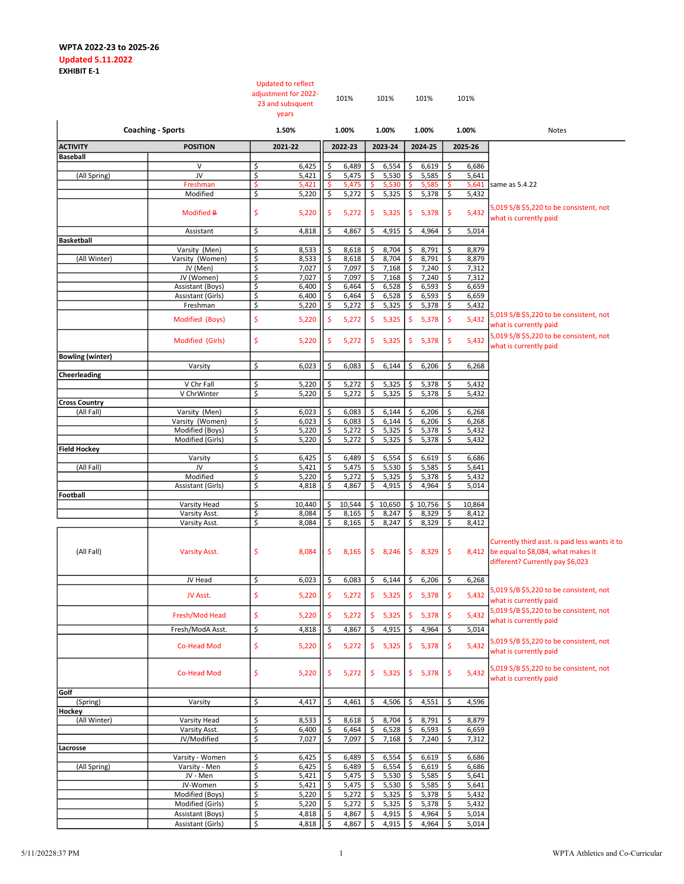**WPTA 2022-23 to 2025-26**

**Updated 5.11.2022**

**EXHIBIT E-1**

| | | Updated to reflect adjustment for 2022-23 and subsequent years | 101% | 101% | 101% | 101% | |
|---|---|---|---|---|---|---|---|
| | **Coaching - Sports** | **1.50%** | **1.00%** | **1.00%** | **1.00%** | **1.00%** | Notes |
| **ACTIVITY** | **POSITION** | **2021-22** | **2022-23** | **2023-24** | **2024-25** | **2025-26** | |
| **Baseball** | | | | | | | |
| | V | $ 6,425 | $ 6,489 | $ 6,554 | $ 6,619 | $ 6,686 | |
| (All Spring) | JV | $ 5,421 | $ 5,475 | $ 5,530 | $ 5,585 | $ 5,641 | |
| | Freshman | $ 5,421 | $ 5,475 | $ 5,530 | $ 5,585 | $ 5,641 | same as 5.4.22 |
| | Modified | $ 5,220 | $ 5,272 | $ 5,325 | $ 5,378 | $ 5,432 | |
| | Modified ~~B~~ | $ 5,220 | $ 5,272 | $ 5,325 | $ 5,378 | $ 5,432 | 5,019 S/B $5,220 to be consistent, not what is currently paid |
| | Assistant | $ 4,818 | $ 4,867 | $ 4,915 | $ 4,964 | $ 5,014 | |
| **Basketball** | | | | | | | |
| | Varsity (Men) | $ 8,533 | $ 8,618 | $ 8,704 | $ 8,791 | $ 8,879 | |
| (All Winter) | Varsity (Women) | $ 8,533 | $ 8,618 | $ 8,704 | $ 8,791 | $ 8,879 | |
| | JV (Men) | $ 7,027 | $ 7,097 | $ 7,168 | $ 7,240 | $ 7,312 | |
| | JV (Women) | $ 7,027 | $ 7,097 | $ 7,168 | $ 7,240 | $ 7,312 | |
| | Assistant (Boys) | $ 6,400 | $ 6,464 | $ 6,528 | $ 6,593 | $ 6,659 | |
| | Assistant (Girls) | $ 6,400 | $ 6,464 | $ 6,528 | $ 6,593 | $ 6,659 | |
| | Freshman | $ 5,220 | $ 5,272 | $ 5,325 | $ 5,378 | $ 5,432 | |
| | Modified (Boys) | $ 5,220 | $ 5,272 | $ 5,325 | $ 5,378 | $ 5,432 | 5,019 S/B $5,220 to be consistent, not what is currently paid |
| | Modified (Girls) | $ 5,220 | $ 5,272 | $ 5,325 | $ 5,378 | $ 5,432 | 5,019 S/B $5,220 to be consistent, not what is currently paid |
| **Bowling (winter)** | | | | | | | |
| | Varsity | $ 6,023 | $ 6,083 | $ 6,144 | $ 6,206 | $ 6,268 | |
| **Cheerleading** | | | | | | | |
| | V Chr Fall | $ 5,220 | $ 5,272 | $ 5,325 | $ 5,378 | $ 5,432 | |
| | V ChrWinter | $ 5,220 | $ 5,272 | $ 5,325 | $ 5,378 | $ 5,432 | |
| **Cross Country** | | | | | | | |
| (All Fall) | Varsity (Men) | $ 6,023 | $ 6,083 | $ 6,144 | $ 6,206 | $ 6,268 | |
| | Varsity (Women) | $ 6,023 | $ 6,083 | $ 6,144 | $ 6,206 | $ 6,268 | |
| | Modified (Boys) | $ 5,220 | $ 5,272 | $ 5,325 | $ 5,378 | $ 5,432 | |
| | Modified (Girls) | $ 5,220 | $ 5,272 | $ 5,325 | $ 5,378 | $ 5,432 | |
| **Field Hockey** | | | | | | | |
| | Varsity | $ 6,425 | $ 6,489 | $ 6,554 | $ 6,619 | $ 6,686 | |
| (All Fall) | JV | $ 5,421 | $ 5,475 | $ 5,530 | $ 5,585 | $ 5,641 | |
| | Modified | $ 5,220 | $ 5,272 | $ 5,325 | $ 5,378 | $ 5,432 | |
| | Assistant (Girls) | $ 4,818 | $ 4,867 | $ 4,915 | $ 4,964 | $ 5,014 | |
| **Football** | | | | | | | |
| | Varsity Head | $ 10,440 | $ 10,544 | $ 10,650 | $ 10,756 | $ 10,864 | |
| | Varsity Asst. | $ 8,084 | $ 8,165 | $ 8,247 | $ 8,329 | $ 8,412 | |
| | Varsity Asst. | $ 8,084 | $ 8,165 | $ 8,247 | $ 8,329 | $ 8,412 | |
| (All Fall) | Varsity Asst. | $ 8,084 | $ 8,165 | $ 8,246 | $ 8,329 | $ 8,412 | Currently third asst. is paid less wants it to be equal to $8,084, what makes it different? Currently pay $6,023 |
| | JV Head | $ 6,023 | $ 6,083 | $ 6,144 | $ 6,206 | $ 6,268 | |
| | JV Asst. | $ 5,220 | $ 5,272 | $ 5,325 | $ 5,378 | $ 5,432 | 5,019 S/B $5,220 to be consistent, not what is currently paid |
| | Fresh/Mod Head | $ 5,220 | $ 5,272 | $ 5,325 | $ 5,378 | $ 5,432 | 5,019 S/B $5,220 to be consistent, not what is currently paid |
| | Fresh/ModA Asst. | $ 4,818 | $ 4,867 | $ 4,915 | $ 4,964 | $ 5,014 | |
| | Co-Head Mod | $ 5,220 | $ 5,272 | $ 5,325 | $ 5,378 | $ 5,432 | 5,019 S/B $5,220 to be consistent, not what is currently paid |
| | Co-Head Mod | $ 5,220 | $ 5,272 | $ 5,325 | $ 5,378 | $ 5,432 | 5,019 S/B $5,220 to be consistent, not what is currently paid |
| **Golf** | | | | | | | |
| (Spring) | Varsity | $ 4,417 | $ 4,461 | $ 4,506 | $ 4,551 | $ 4,596 | |
| **Hockey** | | | | | | | |
| (All Winter) | Varsity Head | $ 8,533 | $ 8,618 | $ 8,704 | $ 8,791 | $ 8,879 | |
| | Varsity Asst. | $ 6,400 | $ 6,464 | $ 6,528 | $ 6,593 | $ 6,659 | |
| | JV/Modified | $ 7,027 | $ 7,097 | $ 7,168 | $ 7,240 | $ 7,312 | |
| **Lacrosse** | | | | | | | |
| | Varsity - Women | $ 6,425 | $ 6,489 | $ 6,554 | $ 6,619 | $ 6,686 | |
| (All Spring) | Varsity - Men | $ 6,425 | $ 6,489 | $ 6,554 | $ 6,619 | $ 6,686 | |
| | JV - Men | $ 5,421 | $ 5,475 | $ 5,530 | $ 5,585 | $ 5,641 | |
| | JV-Women | $ 5,421 | $ 5,475 | $ 5,530 | $ 5,585 | $ 5,641 | |
| | Modified (Boys) | $ 5,220 | $ 5,272 | $ 5,325 | $ 5,378 | $ 5,432 | |
| | Modified (Girls) | $ 5,220 | $ 5,272 | $ 5,325 | $ 5,378 | $ 5,432 | |
| | Assistant (Boys) | $ 4,818 | $ 4,867 | $ 4,915 | $ 4,964 | $ 5,014 | |
| | Assistant (Girls) | $ 4,818 | $ 4,867 | $ 4,915 | $ 4,964 | $ 5,014 | |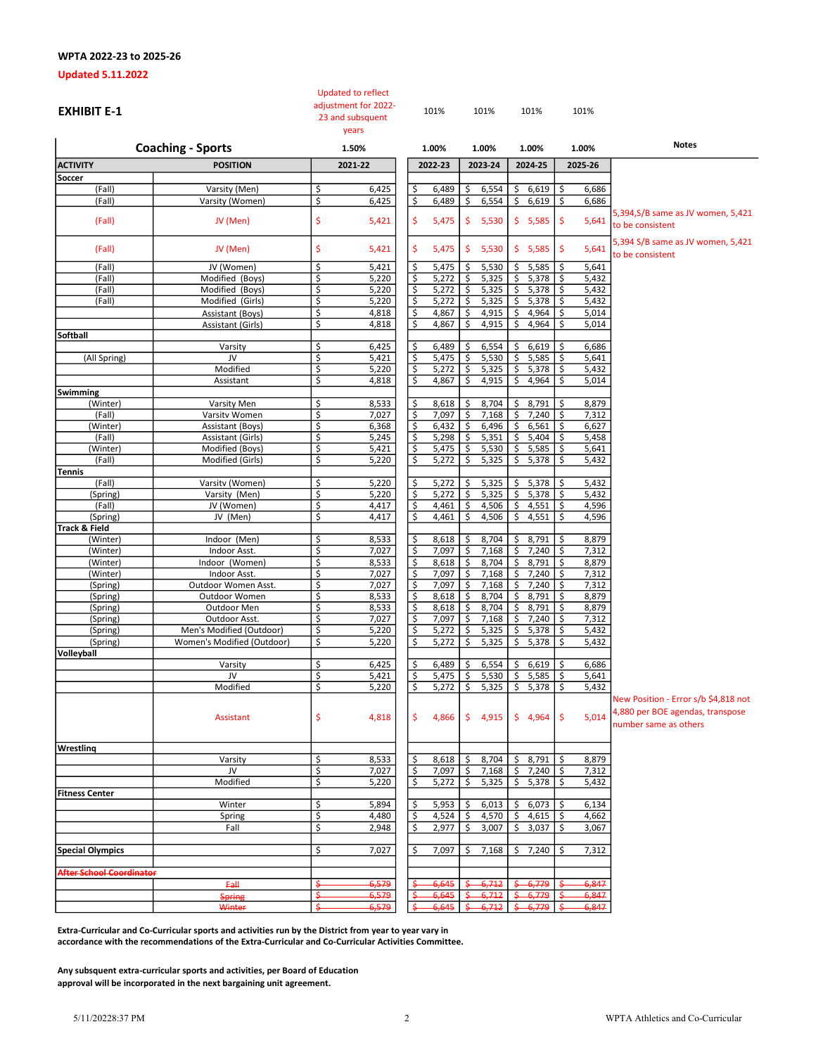**WPTA 2022-23 to 2025-26**

**Updated 5.11.2022**

**EXHIBIT E-1**

| Coaching - Sports | | Updated to reflect adjustment for 2022-23 and subsequent years 1.50% | 101% 1.00% | 101% 1.00% | 101% 1.00% | 101% 1.00% | Notes |
|---|---|---|---|---|---|---|---|
| **ACTIVITY** | **POSITION** | **2021-22** | **2022-23** | **2023-24** | **2024-25** | **2025-26** | |
| **Soccer** | | | | | | | |
| (Fall) | Varsity (Men) | $ 6,425 | $ 6,489 | $ 6,554 | $ 6,619 | $ 6,686 | |
| (Fall) | Varsity (Women) | $ 6,425 | $ 6,489 | $ 6,554 | $ 6,619 | $ 6,686 | |
| (Fall) | JV (Men) | $ 5,421 | $ 5,475 | $ 5,530 | $ 5,585 | $ 5,641 | 5,394,S/B same as JV women, 5,421 to be consistent |
| (Fall) | JV (Men) | $ 5,421 | $ 5,475 | $ 5,530 | $ 5,585 | $ 5,641 | 5,394 S/B same as JV women, 5,421 to be consistent |
| (Fall) | JV (Women) | $ 5,421 | $ 5,475 | $ 5,530 | $ 5,585 | $ 5,641 | |
| (Fall) | Modified (Boys) | $ 5,220 | $ 5,272 | $ 5,325 | $ 5,378 | $ 5,432 | |
| (Fall) | Modified (Boys) | $ 5,220 | $ 5,272 | $ 5,325 | $ 5,378 | $ 5,432 | |
| (Fall) | Modified (Girls) | $ 5,220 | $ 5,272 | $ 5,325 | $ 5,378 | $ 5,432 | |
| | Assistant (Boys) | $ 4,818 | $ 4,867 | $ 4,915 | $ 4,964 | $ 5,014 | |
| | Assistant (Girls) | $ 4,818 | $ 4,867 | $ 4,915 | $ 4,964 | $ 5,014 | |
| **Softball** | | | | | | | |
| | Varsity | $ 6,425 | $ 6,489 | $ 6,554 | $ 6,619 | $ 6,686 | |
| (All Spring) | JV | $ 5,421 | $ 5,475 | $ 5,530 | $ 5,585 | $ 5,641 | |
| | Modified | $ 5,220 | $ 5,272 | $ 5,325 | $ 5,378 | $ 5,432 | |
| | Assistant | $ 4,818 | $ 4,867 | $ 4,915 | $ 4,964 | $ 5,014 | |
| **Swimming** | | | | | | | |
| (Winter) | Varsity Men | $ 8,533 | $ 8,618 | $ 8,704 | $ 8,791 | $ 8,879 | |
| (Fall) | Varsity Women | $ 7,027 | $ 7,097 | $ 7,168 | $ 7,240 | $ 7,312 | |
| (Winter) | Assistant (Boys) | $ 6,368 | $ 6,432 | $ 6,496 | $ 6,561 | $ 6,627 | |
| (Fall) | Assistant (Girls) | $ 5,245 | $ 5,298 | $ 5,351 | $ 5,404 | $ 5,458 | |
| (Winter) | Modified (Boys) | $ 5,421 | $ 5,475 | $ 5,530 | $ 5,585 | $ 5,641 | |
| (Fall) | Modified (Girls) | $ 5,220 | $ 5,272 | $ 5,325 | $ 5,378 | $ 5,432 | |
| **Tennis** | | | | | | | |
| (Fall) | Varsity (Women) | $ 5,220 | $ 5,272 | $ 5,325 | $ 5,378 | $ 5,432 | |
| (Spring) | Varsity (Men) | $ 5,220 | $ 5,272 | $ 5,325 | $ 5,378 | $ 5,432 | |
| (Fall) | JV (Women) | $ 4,417 | $ 4,461 | $ 4,506 | $ 4,551 | $ 4,596 | |
| (Spring) | JV (Men) | $ 4,417 | $ 4,461 | $ 4,506 | $ 4,551 | $ 4,596 | |
| **Track & Field** | | | | | | | |
| (Winter) | Indoor (Men) | $ 8,533 | $ 8,618 | $ 8,704 | $ 8,791 | $ 8,879 | |
| (Winter) | Indoor Asst. | $ 7,027 | $ 7,097 | $ 7,168 | $ 7,240 | $ 7,312 | |
| (Winter) | Indoor (Women) | $ 8,533 | $ 8,618 | $ 8,704 | $ 8,791 | $ 8,879 | |
| (Winter) | Indoor Asst. | $ 7,027 | $ 7,097 | $ 7,168 | $ 7,240 | $ 7,312 | |
| (Spring) | Outdoor Women Asst. | $ 7,027 | $ 7,097 | $ 7,168 | $ 7,240 | $ 7,312 | |
| (Spring) | Outdoor Women | $ 8,533 | $ 8,618 | $ 8,704 | $ 8,791 | $ 8,879 | |
| (Spring) | Outdoor Men | $ 8,533 | $ 8,618 | $ 8,704 | $ 8,791 | $ 8,879 | |
| (Spring) | Outdoor Asst. | $ 7,027 | $ 7,097 | $ 7,168 | $ 7,240 | $ 7,312 | |
| (Spring) | Men's Modified (Outdoor) | $ 5,220 | $ 5,272 | $ 5,325 | $ 5,378 | $ 5,432 | |
| (Spring) | Women's Modified (Outdoor) | $ 5,220 | $ 5,272 | $ 5,325 | $ 5,378 | $ 5,432 | |
| **Volleyball** | | | | | | | |
| | Varsity | $ 6,425 | $ 6,489 | $ 6,554 | $ 6,619 | $ 6,686 | |
| | JV | $ 5,421 | $ 5,475 | $ 5,530 | $ 5,585 | $ 5,641 | |
| | Modified | $ 5,220 | $ 5,272 | $ 5,325 | $ 5,378 | $ 5,432 | |
| | Assistant | $ 4,818 | $ 4,866 | $ 4,915 | $ 4,964 | $ 5,014 | New Position - Error s/b $4,818 not 4,880 per BOE agendas, transpose number same as others |
| **Wrestling** | | | | | | | |
| | Varsity | $ 8,533 | $ 8,618 | $ 8,704 | $ 8,791 | $ 8,879 | |
| | JV | $ 7,027 | $ 7,097 | $ 7,168 | $ 7,240 | $ 7,312 | |
| | Modified | $ 5,220 | $ 5,272 | $ 5,325 | $ 5,378 | $ 5,432 | |
| **Fitness Center** | | | | | | | |
| | Winter | $ 5,894 | $ 5,953 | $ 6,013 | $ 6,073 | $ 6,134 | |
| | Spring | $ 4,480 | $ 4,524 | $ 4,570 | $ 4,615 | $ 4,662 | |
| | Fall | $ 2,948 | $ 2,977 | $ 3,007 | $ 3,037 | $ 3,067 | |
| **Special Olympics** | | $ 7,027 | $ 7,097 | $ 7,168 | $ 7,240 | $ 7,312 | |
| ~~**After School Coordinator**~~ | | | | | | | |
| | ~~Fall~~ | ~~$ 6,579~~ | ~~$ 6,645~~ | ~~$ 6,712~~ | ~~$ 6,779~~ | ~~$ 6,847~~ | |
| | ~~Spring~~ | ~~$ 6,579~~ | ~~$ 6,645~~ | ~~$ 6,712~~ | ~~$ 6,779~~ | ~~$ 6,847~~ | |
| | ~~Winter~~ | ~~$ 6,579~~ | ~~$ 6,645~~ | ~~$ 6,712~~ | ~~$ 6,779~~ | ~~$ 6,847~~ | |

**Extra-Curricular and Co-Curricular sports and activities run by the District from year to year vary in accordance with the recommendations of the Extra-Curricular and Co-Curricular Activities Committee.**

**Any subsquent extra-curricular sports and activities, per Board of Education approval will be incorporated in the next bargaining unit agreement.**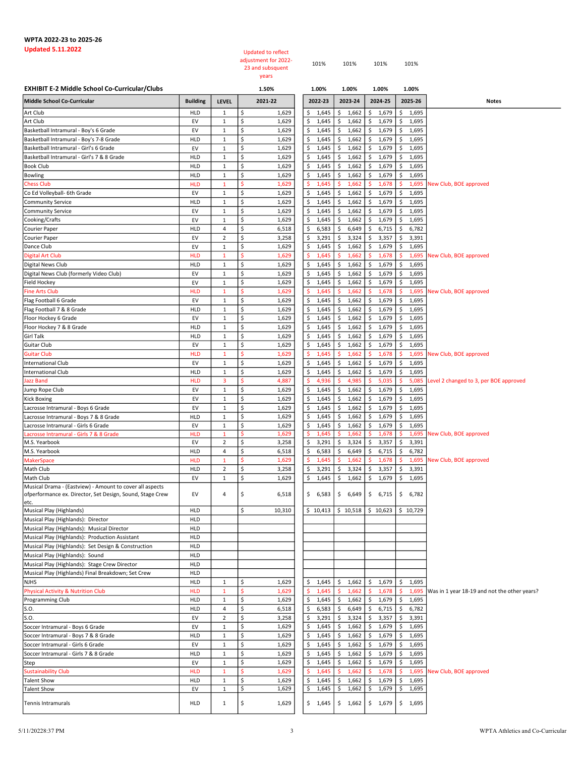**WPTA 2022-23 to 2025-26**

**Updated 5.11.2022**

## EXHIBIT E-2 Middle School Co-Curricular/Clubs

| Middle School Co-Curricular | Building | LEVEL | 2021-22 | 2022-23 | 2023-24 | 2024-25 | 2025-26 | Notes |
|---|---|---|---|---|---|---|---|---|
| | | | Updated to reflect adjustment for 2022-23 and subsequent years | 101% | 101% | 101% | 101% | |
| | | | 1.50% | 1.00% | 1.00% | 1.00% | 1.00% | |
| Art Club | HLD | 1 | $ 1,629 | $ 1,645 | $ 1,662 | $ 1,679 | $ 1,695 | |
| Art Club | EV | 1 | $ 1,629 | $ 1,645 | $ 1,662 | $ 1,679 | $ 1,695 | |
| Basketball Intramural - Boy's 6 Grade | EV | 1 | $ 1,629 | $ 1,645 | $ 1,662 | $ 1,679 | $ 1,695 | |
| Basketball Intramural - Boy's 7-8 Grade | HLD | 1 | $ 1,629 | $ 1,645 | $ 1,662 | $ 1,679 | $ 1,695 | |
| Basketball Intramural - Girl's 6 Grade | EV | 1 | $ 1,629 | $ 1,645 | $ 1,662 | $ 1,679 | $ 1,695 | |
| Basketball Intramural - Girl's 7 & 8 Grade | HLD | 1 | $ 1,629 | $ 1,645 | $ 1,662 | $ 1,679 | $ 1,695 | |
| Book Club | HLD | 1 | $ 1,629 | $ 1,645 | $ 1,662 | $ 1,679 | $ 1,695 | |
| Bowling | HLD | 1 | $ 1,629 | $ 1,645 | $ 1,662 | $ 1,679 | $ 1,695 | |
| Chess Club | HLD | 1 | $ 1,629 | $ 1,645 | $ 1,662 | $ 1,678 | $ 1,695 | New Club, BOE approved |
| Co Ed Volleyball- 6th Grade | EV | 1 | $ 1,629 | $ 1,645 | $ 1,662 | $ 1,679 | $ 1,695 | |
| Community Service | HLD | 1 | $ 1,629 | $ 1,645 | $ 1,662 | $ 1,679 | $ 1,695 | |
| Community Service | EV | 1 | $ 1,629 | $ 1,645 | $ 1,662 | $ 1,679 | $ 1,695 | |
| Cooking/Crafts | EV | 1 | $ 1,629 | $ 1,645 | $ 1,662 | $ 1,679 | $ 1,695 | |
| Courier Paper | HLD | 4 | $ 6,518 | $ 6,583 | $ 6,649 | $ 6,715 | $ 6,782 | |
| Courier Paper | EV | 2 | $ 3,258 | $ 3,291 | $ 3,324 | $ 3,357 | $ 3,391 | |
| Dance Club | EV | 1 | $ 1,629 | $ 1,645 | $ 1,662 | $ 1,679 | $ 1,695 | |
| Digital Art Club | HLD | 1 | $ 1,629 | $ 1,645 | $ 1,662 | $ 1,678 | $ 1,695 | New Club, BOE approved |
| Digital News Club | HLD | 1 | $ 1,629 | $ 1,645 | $ 1,662 | $ 1,679 | $ 1,695 | |
| Digital News Club (formerly Video Club) | EV | 1 | $ 1,629 | $ 1,645 | $ 1,662 | $ 1,679 | $ 1,695 | |
| Field Hockey | EV | 1 | $ 1,629 | $ 1,645 | $ 1,662 | $ 1,679 | $ 1,695 | |
| Fine Arts Club | HLD | 1 | $ 1,629 | $ 1,645 | $ 1,662 | $ 1,678 | $ 1,695 | New Club, BOE approved |
| Flag Football 6 Grade | EV | 1 | $ 1,629 | $ 1,645 | $ 1,662 | $ 1,679 | $ 1,695 | |
| Flag Football 7 & 8 Grade | HLD | 1 | $ 1,629 | $ 1,645 | $ 1,662 | $ 1,679 | $ 1,695 | |
| Floor Hockey 6 Grade | EV | 1 | $ 1,629 | $ 1,645 | $ 1,662 | $ 1,679 | $ 1,695 | |
| Floor Hockey 7 & 8 Grade | HLD | 1 | $ 1,629 | $ 1,645 | $ 1,662 | $ 1,679 | $ 1,695 | |
| Girl Talk | HLD | 1 | $ 1,629 | $ 1,645 | $ 1,662 | $ 1,679 | $ 1,695 | |
| Guitar Club | EV | 1 | $ 1,629 | $ 1,645 | $ 1,662 | $ 1,679 | $ 1,695 | |
| Guitar Club | HLD | 1 | $ 1,629 | $ 1,645 | $ 1,662 | $ 1,678 | $ 1,695 | New Club, BOE approved |
| International Club | EV | 1 | $ 1,629 | $ 1,645 | $ 1,662 | $ 1,679 | $ 1,695 | |
| International Club | HLD | 1 | $ 1,629 | $ 1,645 | $ 1,662 | $ 1,679 | $ 1,695 | |
| Jazz Band | HLD | 3 | $ 4,887 | $ 4,936 | $ 4,985 | $ 5,035 | $ 5,085 | Level 2 changed to 3, per BOE approved |
| Jump Rope Club | EV | 1 | $ 1,629 | $ 1,645 | $ 1,662 | $ 1,679 | $ 1,695 | |
| Kick Boxing | EV | 1 | $ 1,629 | $ 1,645 | $ 1,662 | $ 1,679 | $ 1,695 | |
| Lacrosse Intramural - Boys 6 Grade | EV | 1 | $ 1,629 | $ 1,645 | $ 1,662 | $ 1,679 | $ 1,695 | |
| Lacrosse Intramural - Boys 7 & 8 Grade | HLD | 1 | $ 1,629 | $ 1,645 | $ 1,662 | $ 1,679 | $ 1,695 | |
| Lacrosse Intramural - Girls 6 Grade | EV | 1 | $ 1,629 | $ 1,645 | $ 1,662 | $ 1,679 | $ 1,695 | |
| Lacrosse Intramural - Girls 7 & 8 Grade | HLD | 1 | $ 1,629 | $ 1,645 | $ 1,662 | $ 1,678 | $ 1,695 | New Club, BOE approved |
| M.S. Yearbook | EV | 2 | $ 3,258 | $ 3,291 | $ 3,324 | $ 3,357 | $ 3,391 | |
| M.S. Yearbook | HLD | 4 | $ 6,518 | $ 6,583 | $ 6,649 | $ 6,715 | $ 6,782 | |
| MakerSpace | HLD | 1 | $ 1,629 | $ 1,645 | $ 1,662 | $ 1,678 | $ 1,695 | New Club, BOE approved |
| Math Club | HLD | 2 | $ 3,258 | $ 3,291 | $ 3,324 | $ 3,357 | $ 3,391 | |
| Math Club | EV | 1 | $ 1,629 | $ 1,645 | $ 1,662 | $ 1,679 | $ 1,695 | |
| Musical Drama - (Eastview) - Amount to cover all aspects ofperformance ex. Director, Set Design, Sound, Stage Crew etc. | EV | 4 | $ 6,518 | $ 6,583 | $ 6,649 | $ 6,715 | $ 6,782 | |
| Musical Play (Highlands) | HLD | | $ 10,310 | $ 10,413 | $ 10,518 | $ 10,623 | $ 10,729 | |
| Musical Play (Highlands): Director | HLD | | | | | | | |
| Musical Play (Highlands): Musical Director | HLD | | | | | | | |
| Musical Play (Highlands): Production Assistant | HLD | | | | | | | |
| Musical Play (Highlands): Set Design & Construction | HLD | | | | | | | |
| Musical Play (Highlands): Sound | HLD | | | | | | | |
| Musical Play (Highlands): Stage Crew Director | HLD | | | | | | | |
| Musical Play (Highlands) Final Breakdown; Set Crew | HLD | | | | | | | |
| NJHS | HLD | 1 | $ 1,629 | $ 1,645 | $ 1,662 | $ 1,679 | $ 1,695 | |
| Physical Activity & Nutrition Club | HLD | 1 | $ 1,629 | $ 1,645 | $ 1,662 | $ 1,678 | $ 1,695 | Was in 1 year 18-19 and not the other years? |
| Programming Club | HLD | 1 | $ 1,629 | $ 1,645 | $ 1,662 | $ 1,679 | $ 1,695 | |
| S.O. | HLD | 4 | $ 6,518 | $ 6,583 | $ 6,649 | $ 6,715 | $ 6,782 | |
| S.O. | EV | 2 | $ 3,258 | $ 3,291 | $ 3,324 | $ 3,357 | $ 3,391 | |
| Soccer Intramural - Boys 6 Grade | EV | 1 | $ 1,629 | $ 1,645 | $ 1,662 | $ 1,679 | $ 1,695 | |
| Soccer Intramural - Boys 7 & 8 Grade | HLD | 1 | $ 1,629 | $ 1,645 | $ 1,662 | $ 1,679 | $ 1,695 | |
| Soccer Intramural - Girls 6 Grade | EV | 1 | $ 1,629 | $ 1,645 | $ 1,662 | $ 1,679 | $ 1,695 | |
| Soccer Intramural - Girls 7 & 8 Grade | HLD | 1 | $ 1,629 | $ 1,645 | $ 1,662 | $ 1,679 | $ 1,695 | |
| Step | EV | 1 | $ 1,629 | $ 1,645 | $ 1,662 | $ 1,679 | $ 1,695 | |
| Sustainability Club | HLD | 1 | $ 1,629 | $ 1,645 | $ 1,662 | $ 1,678 | $ 1,695 | New Club, BOE approved |
| Talent Show | HLD | 1 | $ 1,629 | $ 1,645 | $ 1,662 | $ 1,679 | $ 1,695 | |
| Talent Show | EV | 1 | $ 1,629 | $ 1,645 | $ 1,662 | $ 1,679 | $ 1,695 | |
| Tennis Intramurals | HLD | 1 | $ 1,629 | $ 1,645 | $ 1,662 | $ 1,679 | $ 1,695 | |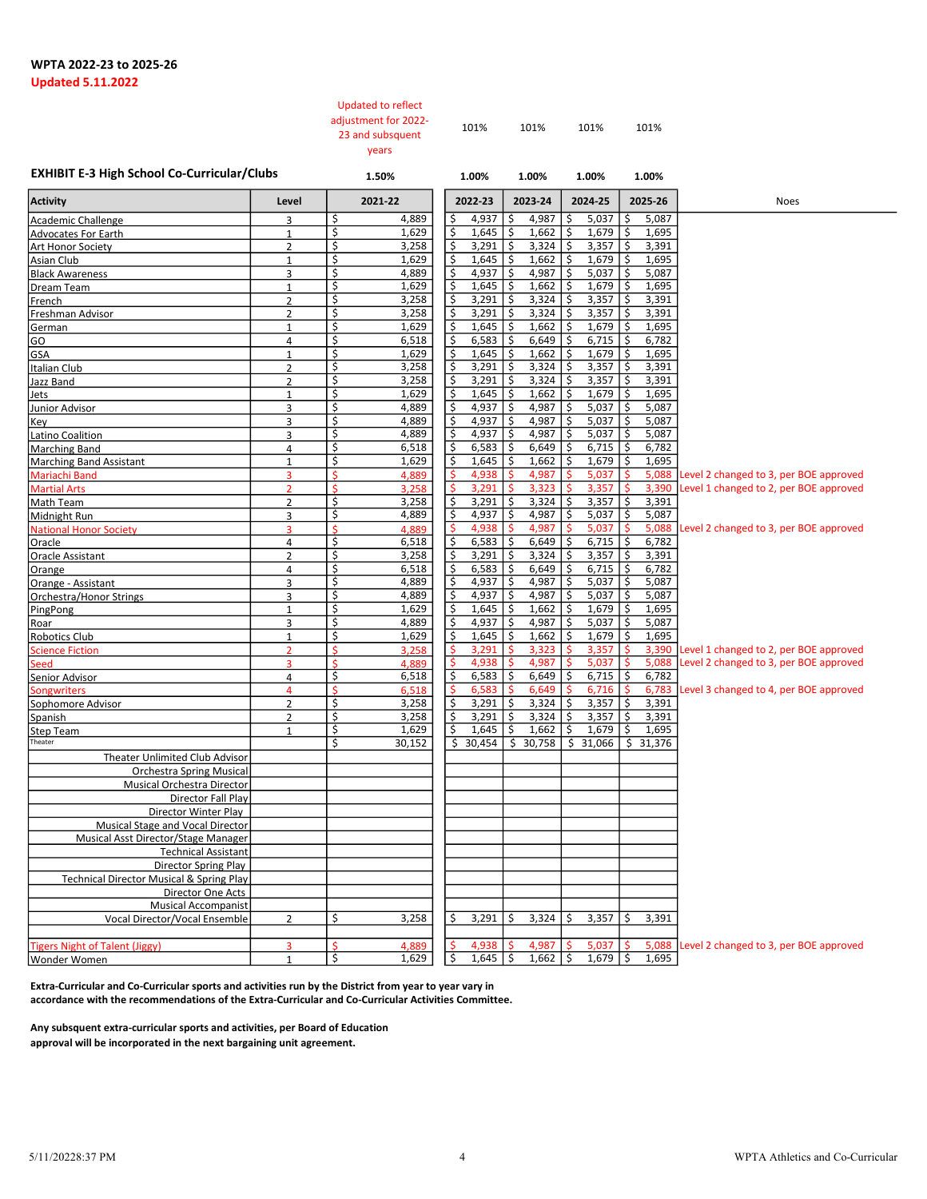**WPTA 2022-23 to 2025-26**
**Updated 5.11.2022**

| | | Updated to reflect adjustment for 2022-23 and subsequent years | 101% | 101% | 101% | 101% | |
|---|---|---|---|---|---|---|---|
| **EXHIBIT E-3 High School Co-Curricular/Clubs** | | 1.50% | 1.00% | 1.00% | 1.00% | 1.00% | |
| **Activity** | **Level** | **2021-22** | **2022-23** | **2023-24** | **2024-25** | **2025-26** | **Noes** |
| Academic Challenge | 3 | $ 4,889 | $ 4,937 | $ 4,987 | $ 5,037 | $ 5,087 | |
| Advocates For Earth | 1 | $ 1,629 | $ 1,645 | $ 1,662 | $ 1,679 | $ 1,695 | |
| Art Honor Society | 2 | $ 3,258 | $ 3,291 | $ 3,324 | $ 3,357 | $ 3,391 | |
| Asian Club | 1 | $ 1,629 | $ 1,645 | $ 1,662 | $ 1,679 | $ 1,695 | |
| Black Awareness | 3 | $ 4,889 | $ 4,937 | $ 4,987 | $ 5,037 | $ 5,087 | |
| Dream Team | 1 | $ 1,629 | $ 1,645 | $ 1,662 | $ 1,679 | $ 1,695 | |
| French | 2 | $ 3,258 | $ 3,291 | $ 3,324 | $ 3,357 | $ 3,391 | |
| Freshman Advisor | 2 | $ 3,258 | $ 3,291 | $ 3,324 | $ 3,357 | $ 3,391 | |
| German | 1 | $ 1,629 | $ 1,645 | $ 1,662 | $ 1,679 | $ 1,695 | |
| GO | 4 | $ 6,518 | $ 6,583 | $ 6,649 | $ 6,715 | $ 6,782 | |
| GSA | 1 | $ 1,629 | $ 1,645 | $ 1,662 | $ 1,679 | $ 1,695 | |
| Italian Club | 2 | $ 3,258 | $ 3,291 | $ 3,324 | $ 3,357 | $ 3,391 | |
| Jazz Band | 2 | $ 3,258 | $ 3,291 | $ 3,324 | $ 3,357 | $ 3,391 | |
| Jets | 1 | $ 1,629 | $ 1,645 | $ 1,662 | $ 1,679 | $ 1,695 | |
| Junior Advisor | 3 | $ 4,889 | $ 4,937 | $ 4,987 | $ 5,037 | $ 5,087 | |
| Key | 3 | $ 4,889 | $ 4,937 | $ 4,987 | $ 5,037 | $ 5,087 | |
| Latino Coalition | 3 | $ 4,889 | $ 4,937 | $ 4,987 | $ 5,037 | $ 5,087 | |
| Marching Band | 4 | $ 6,518 | $ 6,583 | $ 6,649 | $ 6,715 | $ 6,782 | |
| Marching Band Assistant | 1 | $ 1,629 | $ 1,645 | $ 1,662 | $ 1,679 | $ 1,695 | |
| Mariachi Band | 3 | $ 4,889 | $ 4,938 | $ 4,987 | $ 5,037 | $ 5,088 | Level 2 changed to 3, per BOE approved |
| Martial Arts | 2 | $ 3,258 | $ 3,291 | $ 3,323 | $ 3,357 | $ 3,390 | Level 1 changed to 2, per BOE approved |
| Math Team | 2 | $ 3,258 | $ 3,291 | $ 3,324 | $ 3,357 | $ 3,391 | |
| Midnight Run | 3 | $ 4,889 | $ 4,937 | $ 4,987 | $ 5,037 | $ 5,087 | |
| National Honor Society | 3 | $ 4,889 | $ 4,938 | $ 4,987 | $ 5,037 | $ 5,088 | Level 2 changed to 3, per BOE approved |
| Oracle | 4 | $ 6,518 | $ 6,583 | $ 6,649 | $ 6,715 | $ 6,782 | |
| Oracle Assistant | 2 | $ 3,258 | $ 3,291 | $ 3,324 | $ 3,357 | $ 3,391 | |
| Orange | 4 | $ 6,518 | $ 6,583 | $ 6,649 | $ 6,715 | $ 6,782 | |
| Orange - Assistant | 3 | $ 4,889 | $ 4,937 | $ 4,987 | $ 5,037 | $ 5,087 | |
| Orchestra/Honor Strings | 3 | $ 4,889 | $ 4,937 | $ 4,987 | $ 5,037 | $ 5,087 | |
| PingPong | 1 | $ 1,629 | $ 1,645 | $ 1,662 | $ 1,679 | $ 1,695 | |
| Roar | 3 | $ 4,889 | $ 4,937 | $ 4,987 | $ 5,037 | $ 5,087 | |
| Robotics Club | 1 | $ 1,629 | $ 1,645 | $ 1,662 | $ 1,679 | $ 1,695 | |
| Science Fiction | 2 | $ 3,258 | $ 3,291 | $ 3,323 | $ 3,357 | $ 3,390 | Level 1 changed to 2, per BOE approved |
| Seed | 3 | $ 4,889 | $ 4,938 | $ 4,987 | $ 5,037 | $ 5,088 | Level 2 changed to 3, per BOE approved |
| Senior Advisor | 4 | $ 6,518 | $ 6,583 | $ 6,649 | $ 6,715 | $ 6,782 | |
| Songwriters | 4 | $ 6,518 | $ 6,583 | $ 6,649 | $ 6,716 | $ 6,783 | Level 3 changed to 4, per BOE approved |
| Sophomore Advisor | 2 | $ 3,258 | $ 3,291 | $ 3,324 | $ 3,357 | $ 3,391 | |
| Spanish | 2 | $ 3,258 | $ 3,291 | $ 3,324 | $ 3,357 | $ 3,391 | |
| Step Team | 1 | $ 1,629 | $ 1,645 | $ 1,662 | $ 1,679 | $ 1,695 | |
| Theater | | $ 30,152 | $ 30,454 | $ 30,758 | $ 31,066 | $ 31,376 | |
| Theater Unlimited Club Advisor | | | | | | | |
| Orchestra Spring Musical | | | | | | | |
| Musical Orchestra Director | | | | | | | |
| Director Fall Play | | | | | | | |
| Director Winter Play | | | | | | | |
| Musical Stage and Vocal Director | | | | | | | |
| Musical Asst Director/Stage Manager | | | | | | | |
| Technical Assistant | | | | | | | |
| Director Spring Play | | | | | | | |
| Technical Director Musical & Spring Play | | | | | | | |
| Director One Acts | | | | | | | |
| Musical Accompanist | | | | | | | |
| Vocal Director/Vocal Ensemble | 2 | $ 3,258 | $ 3,291 | $ 3,324 | $ 3,357 | $ 3,391 | |
| | | | | | | | |
| Tigers Night of Talent (Jiggy) | 3 | $ 4,889 | $ 4,938 | $ 4,987 | $ 5,037 | $ 5,088 | Level 2 changed to 3, per BOE approved |
| Wonder Women | 1 | $ 1,629 | $ 1,645 | $ 1,662 | $ 1,679 | $ 1,695 | |

**Extra-Curricular and Co-Curricular sports and activities run by the District from year to year vary in accordance with the recommendations of the Extra-Curricular and Co-Curricular Activities Committee.**

**Any subsequent extra-curricular sports and activities, per Board of Education approval will be incorporated in the next bargaining unit agreement.**